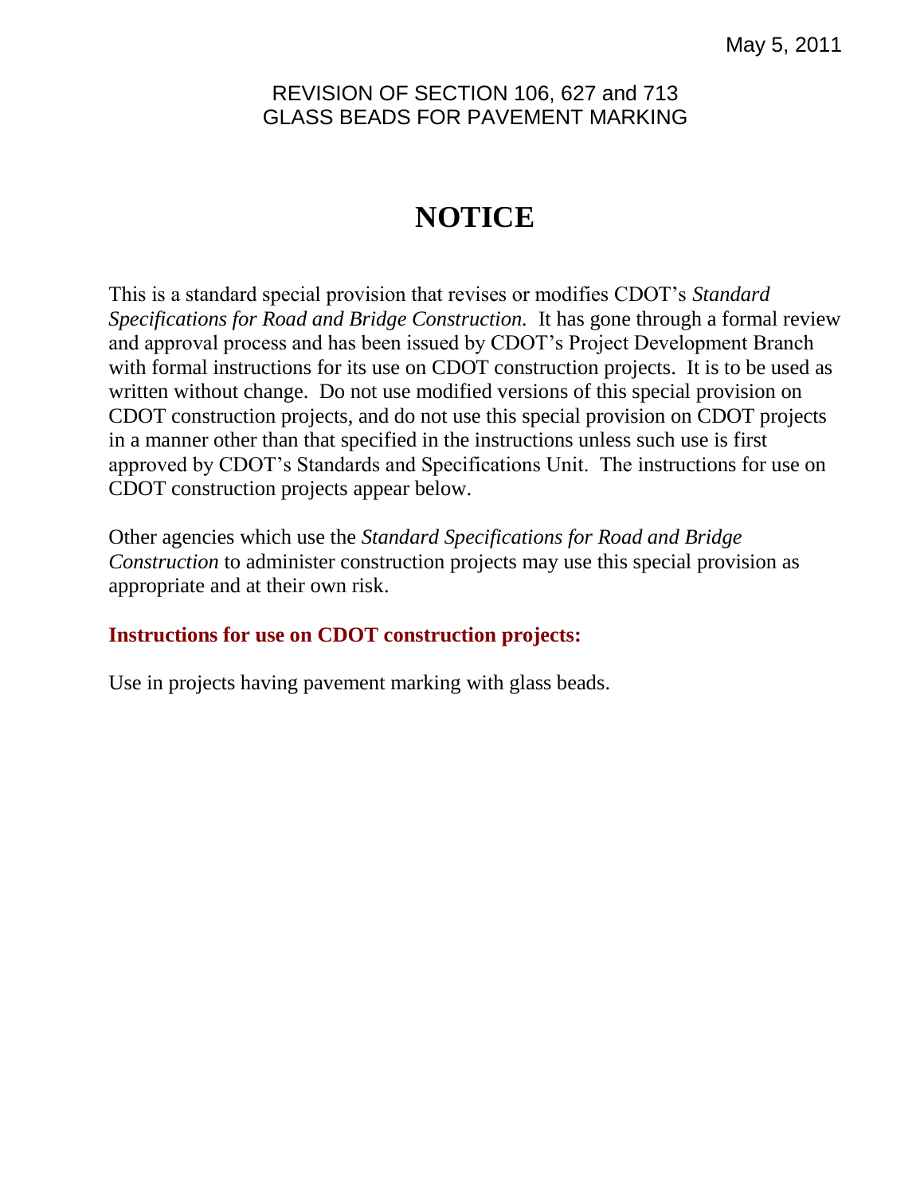May 5, 2011

REVISION OF SECTION 106, 627 and 713
GLASS BEADS FOR PAVEMENT MARKING

# NOTICE

This is a standard special provision that revises or modifies CDOT's *Standard Specifications for Road and Bridge Construction.* It has gone through a formal review and approval process and has been issued by CDOT's Project Development Branch with formal instructions for its use on CDOT construction projects. It is to be used as written without change. Do not use modified versions of this special provision on CDOT construction projects, and do not use this special provision on CDOT projects in a manner other than that specified in the instructions unless such use is first approved by CDOT's Standards and Specifications Unit. The instructions for use on CDOT construction projects appear below.

Other agencies which use the *Standard Specifications for Road and Bridge Construction* to administer construction projects may use this special provision as appropriate and at their own risk.

**Instructions for use on CDOT construction projects:**

Use in projects having pavement marking with glass beads.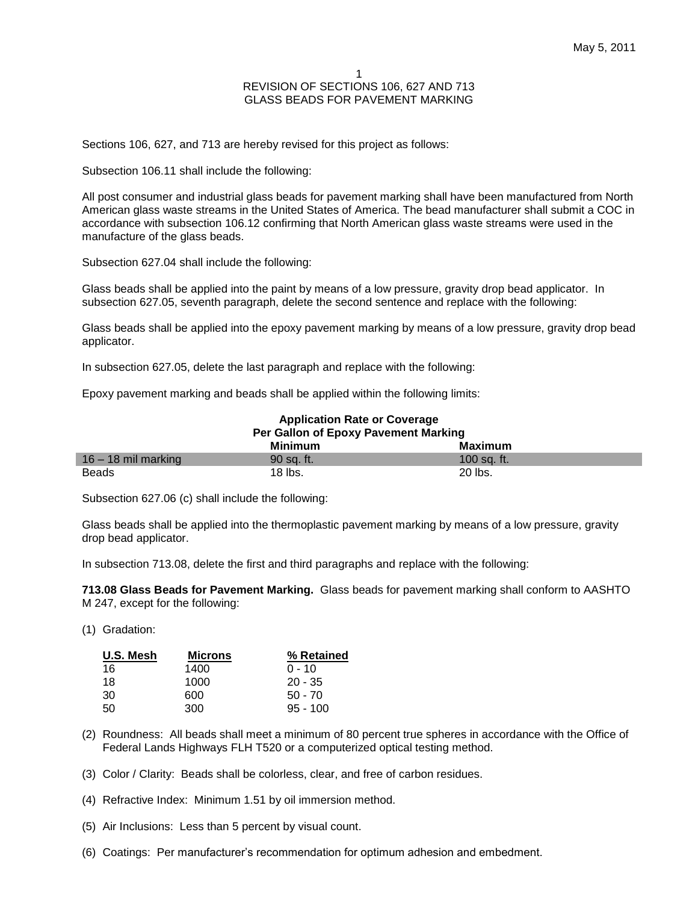May 5, 2011

REVISION OF SECTIONS 106, 627 AND 713
GLASS BEADS FOR PAVEMENT MARKING

Sections 106, 627, and 713 are hereby revised for this project as follows:

Subsection 106.11 shall include the following:

All post consumer and industrial glass beads for pavement marking shall have been manufactured from North American glass waste streams in the United States of America. The bead manufacturer shall submit a COC in accordance with subsection 106.12 confirming that North American glass waste streams were used in the manufacture of the glass beads.

Subsection 627.04 shall include the following:

Glass beads shall be applied into the paint by means of a low pressure, gravity drop bead applicator. In subsection 627.05, seventh paragraph, delete the second sentence and replace with the following:

Glass beads shall be applied into the epoxy pavement marking by means of a low pressure, gravity drop bead applicator.

In subsection 627.05, delete the last paragraph and replace with the following:

Epoxy pavement marking and beads shall be applied within the following limits:

**Application Rate or Coverage Per Gallon of Epoxy Pavement Marking**

| | **Minimum** | **Maximum** |
|---|---|---|
| 16 – 18 mil marking | 90 sq. ft. | 100 sq. ft. |
| Beads | 18 lbs. | 20 lbs. |

Subsection 627.06 (c) shall include the following:

Glass beads shall be applied into the thermoplastic pavement marking by means of a low pressure, gravity drop bead applicator.

In subsection 713.08, delete the first and third paragraphs and replace with the following:

**713.08 Glass Beads for Pavement Marking.** Glass beads for pavement marking shall conform to AASHTO M 247, except for the following:

(1) Gradation:

| U.S. Mesh | Microns | % Retained |
|---|---|---|
| 16 | 1400 | 0 - 10 |
| 18 | 1000 | 20 - 35 |
| 30 | 600 | 50 - 70 |
| 50 | 300 | 95 - 100 |

(2) Roundness: All beads shall meet a minimum of 80 percent true spheres in accordance with the Office of Federal Lands Highways FLH T520 or a computerized optical testing method.

(3) Color / Clarity: Beads shall be colorless, clear, and free of carbon residues.

(4) Refractive Index: Minimum 1.51 by oil immersion method.

(5) Air Inclusions: Less than 5 percent by visual count.

(6) Coatings: Per manufacturer's recommendation for optimum adhesion and embedment.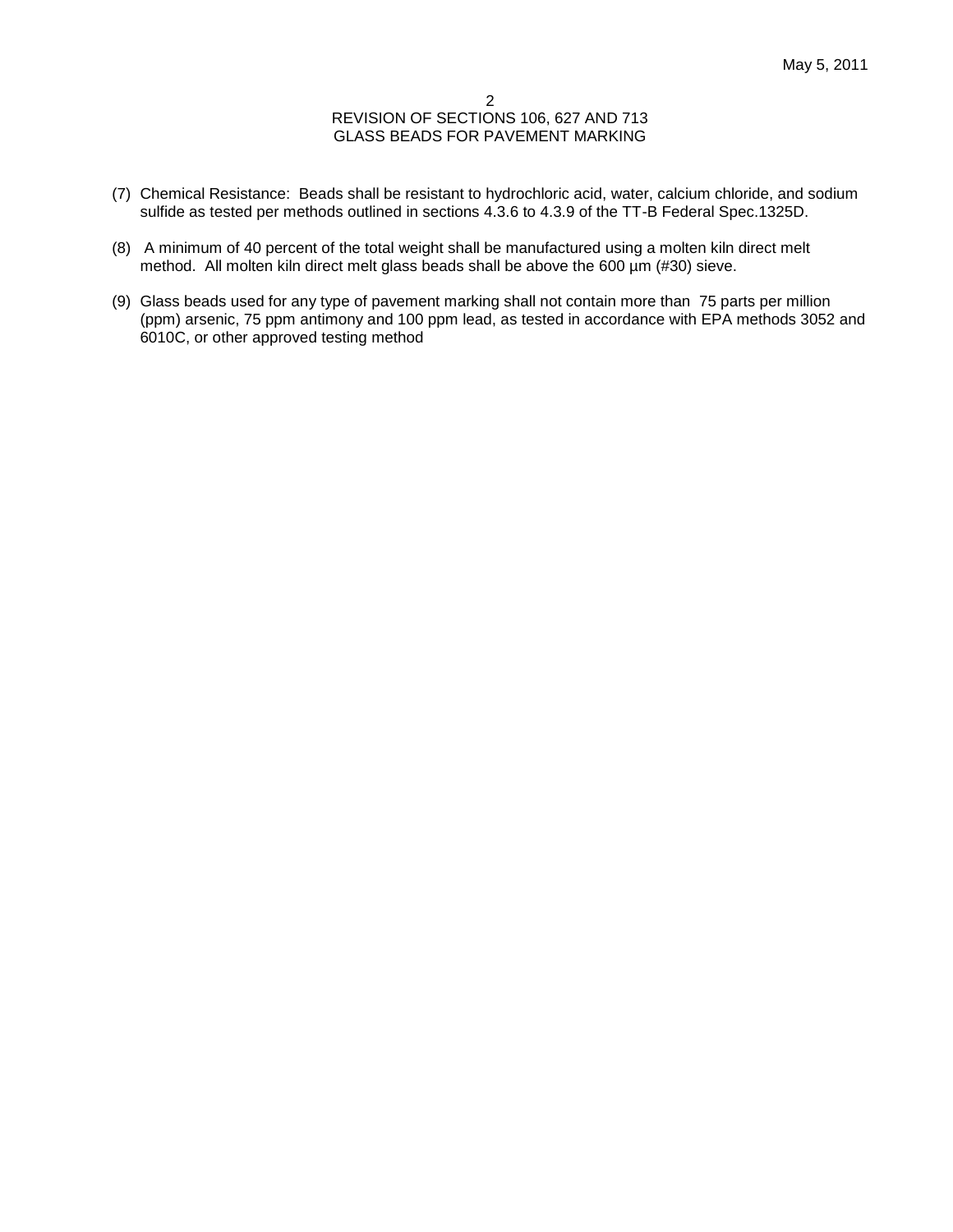(7) Chemical Resistance: Beads shall be resistant to hydrochloric acid, water, calcium chloride, and sodium sulfide as tested per methods outlined in sections 4.3.6 to 4.3.9 of the TT-B Federal Spec.1325D.

(8) A minimum of 40 percent of the total weight shall be manufactured using a molten kiln direct melt method. All molten kiln direct melt glass beads shall be above the 600 µm (#30) sieve.

(9) Glass beads used for any type of pavement marking shall not contain more than 75 parts per million (ppm) arsenic, 75 ppm antimony and 100 ppm lead, as tested in accordance with EPA methods 3052 and 6010C, or other approved testing method